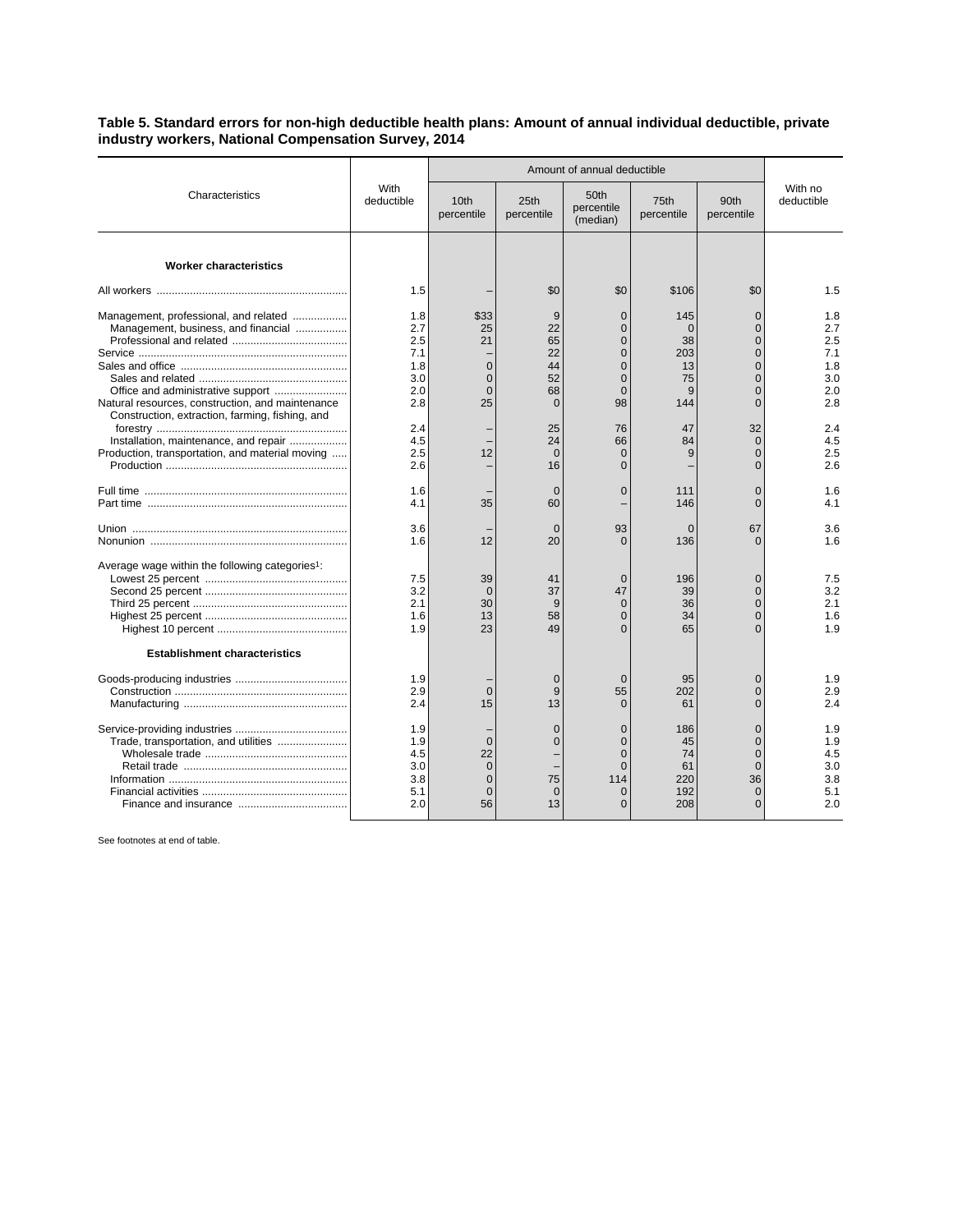**Table 5. Standard errors for non-high deductible health plans: Amount of annual individual deductible, private industry workers, National Compensation Survey, 2014**

| Characteristics | With deductible | Amount of annual deductible | | | | | With no deductible |
|---|---|---|---|---|---|---|---|
| | | 10th percentile | 25th percentile | 50th percentile (median) | 75th percentile | 90th percentile | |
| **Worker characteristics** | | | | | | | |
| All workers | 1.5 | – | $0 | $0 | $106 | $0 | 1.5 |
| Management, professional, and related | 1.8 | $33 | 9 | 0 | 145 | 0 | 1.8 |
| Management, business, and financial | 2.7 | 25 | 22 | 0 | 0 | 0 | 2.7 |
| Professional and related | 2.5 | 21 | 65 | 0 | 38 | 0 | 2.5 |
| Service | 7.1 | – | 22 | 0 | 203 | 0 | 7.1 |
| Sales and office | 1.8 | 0 | 44 | 0 | 13 | 0 | 1.8 |
| Sales and related | 3.0 | 0 | 52 | 0 | 75 | 0 | 3.0 |
| Office and administrative support | 2.0 | 0 | 68 | 0 | 9 | 0 | 2.0 |
| Natural resources, construction, and maintenance | 2.8 | 25 | 0 | 98 | 144 | 0 | 2.8 |
| Construction, extraction, farming, fishing, and forestry | 2.4 | – | 25 | 76 | 47 | 32 | 2.4 |
| Installation, maintenance, and repair | 4.5 | – | 24 | 66 | 84 | 0 | 4.5 |
| Production, transportation, and material moving | 2.5 | 12 | 0 | 0 | 9 | 0 | 2.5 |
| Production | 2.6 | – | 16 | 0 | – | 0 | 2.6 |
| Full time | 1.6 | – | 0 | 0 | 111 | 0 | 1.6 |
| Part time | 4.1 | 35 | 60 | – | 146 | 0 | 4.1 |
| Union | 3.6 | – | 0 | 93 | 0 | 67 | 3.6 |
| Nonunion | 1.6 | 12 | 20 | 0 | 136 | 0 | 1.6 |
| Average wage within the following categories[1]: | | | | | | | |
| Lowest 25 percent | 7.5 | 39 | 41 | 0 | 196 | 0 | 7.5 |
| Second 25 percent | 3.2 | 0 | 37 | 47 | 39 | 0 | 3.2 |
| Third 25 percent | 2.1 | 30 | 9 | 0 | 36 | 0 | 2.1 |
| Highest 25 percent | 1.6 | 13 | 58 | 0 | 34 | 0 | 1.6 |
| Highest 10 percent | 1.9 | 23 | 49 | 0 | 65 | 0 | 1.9 |
| **Establishment characteristics** | | | | | | | |
| Goods-producing industries | 1.9 | – | 0 | 0 | 95 | 0 | 1.9 |
| Construction | 2.9 | 0 | 9 | 55 | 202 | 0 | 2.9 |
| Manufacturing | 2.4 | 15 | 13 | 0 | 61 | 0 | 2.4 |
| Service-providing industries | 1.9 | – | 0 | 0 | 186 | 0 | 1.9 |
| Trade, transportation, and utilities | 1.9 | 0 | 0 | 0 | 45 | 0 | 1.9 |
| Wholesale trade | 4.5 | 22 | – | 0 | 74 | 0 | 4.5 |
| Retail trade | 3.0 | 0 | – | 0 | 61 | 0 | 3.0 |
| Information | 3.8 | 0 | 75 | 114 | 220 | 36 | 3.8 |
| Financial activities | 5.1 | 0 | 0 | 0 | 192 | 0 | 5.1 |
| Finance and insurance | 2.0 | 56 | 13 | 0 | 208 | 0 | 2.0 |

See footnotes at end of table.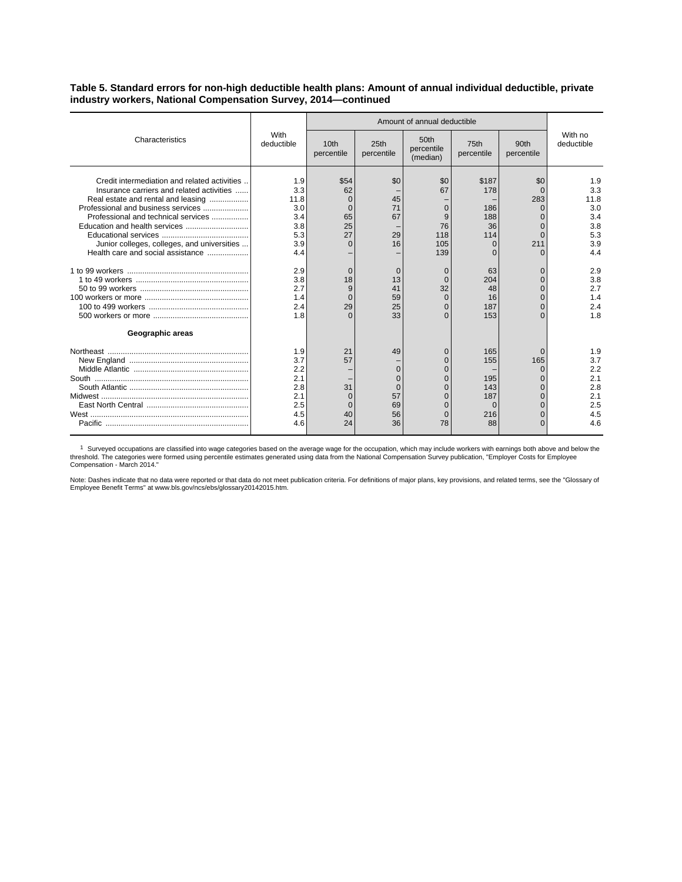**Table 5. Standard errors for non-high deductible health plans: Amount of annual individual deductible, private industry workers, National Compensation Survey, 2014—continued**

| Characteristics | With deductible | Amount of annual deductible | | | | | With no deductible |
|---|---|---|---|---|---|---|---|
| | | 10th percentile | 25th percentile | 50th percentile (median) | 75th percentile | 90th percentile | |
| Credit intermediation and related activities | 1.9 | $54 | $0 | $0 | $187 | $0 | 1.9 |
| Insurance carriers and related activities | 3.3 | 62 | – | 67 | 178 | 0 | 3.3 |
| Real estate and rental and leasing | 11.8 | 0 | 45 | – | – | 283 | 11.8 |
| Professional and business services | 3.0 | 0 | 71 | 0 | 186 | 0 | 3.0 |
| Professional and technical services | 3.4 | 65 | 67 | 9 | 188 | 0 | 3.4 |
| Education and health services | 3.8 | 25 | – | 76 | 36 | 0 | 3.8 |
| Educational services | 5.3 | 27 | 29 | 118 | 114 | 0 | 5.3 |
| Junior colleges, colleges, and universities | 3.9 | 0 | 16 | 105 | 0 | 211 | 3.9 |
| Health care and social assistance | 4.4 | – | – | 139 | 0 | 0 | 4.4 |
| 1 to 99 workers | 2.9 | 0 | 0 | 0 | 63 | 0 | 2.9 |
| 1 to 49 workers | 3.8 | 18 | 13 | 0 | 204 | 0 | 3.8 |
| 50 to 99 workers | 2.7 | 9 | 41 | 32 | 48 | 0 | 2.7 |
| 100 workers or more | 1.4 | 0 | 59 | 0 | 16 | 0 | 1.4 |
| 100 to 499 workers | 2.4 | 29 | 25 | 0 | 187 | 0 | 2.4 |
| 500 workers or more | 1.8 | 0 | 33 | 0 | 153 | 0 | 1.8 |
| **Geographic areas** | | | | | | | |
| Northeast | 1.9 | 21 | 49 | 0 | 165 | 0 | 1.9 |
| New England | 3.7 | 57 | – | 0 | 155 | 165 | 3.7 |
| Middle Atlantic | 2.2 | – | 0 | 0 | – | 0 | 2.2 |
| South | 2.1 | – | 0 | 0 | 195 | 0 | 2.1 |
| South Atlantic | 2.8 | 31 | 0 | 0 | 143 | 0 | 2.8 |
| Midwest | 2.1 | 0 | 57 | 0 | 187 | 0 | 2.1 |
| East North Central | 2.5 | 0 | 69 | 0 | 0 | 0 | 2.5 |
| West | 4.5 | 40 | 56 | 0 | 216 | 0 | 4.5 |
| Pacific | 4.6 | 24 | 36 | 78 | 88 | 0 | 4.6 |

[1] Surveyed occupations are classified into wage categories based on the average wage for the occupation, which may include workers with earnings both above and below the threshold. The categories were formed using percentile estimates generated using data from the National Compensation Survey publication, "Employer Costs for Employee Compensation - March 2014."

Note: Dashes indicate that no data were reported or that data do not meet publication criteria. For definitions of major plans, key provisions, and related terms, see the "Glossary of Employee Benefit Terms" at www.bls.gov/ncs/ebs/glossary20142015.htm.